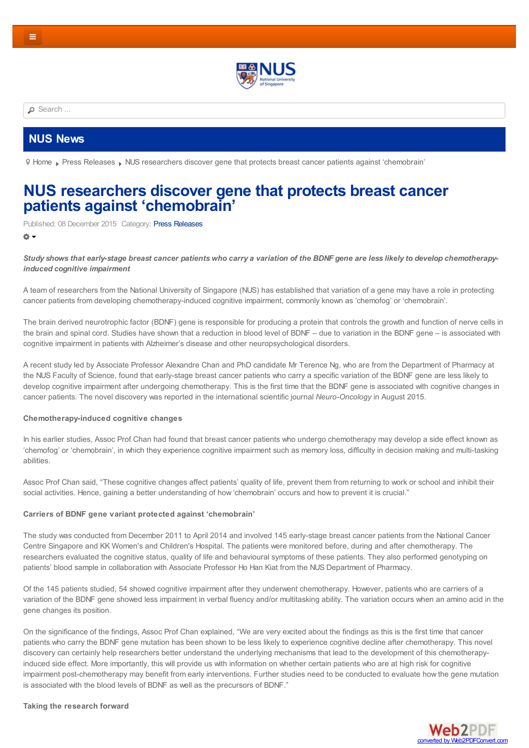NUS News

Home ▸ Press Releases ▸ NUS researchers discover gene that protects breast cancer patients against 'chemobrain'

# NUS researchers discover gene that protects breast cancer patients against 'chemobrain'

Published: 08 December 2015 Category: Press Releases

***Study shows that early-stage breast cancer patients who carry a variation of the BDNF gene are less likely to develop chemotherapy-induced cognitive impairment***

A team of researchers from the National University of Singapore (NUS) has established that variation of a gene may have a role in protecting cancer patients from developing chemotherapy-induced cognitive impairment, commonly known as 'chemofog' or 'chemobrain'.

The brain derived neurotrophic factor (BDNF) gene is responsible for producing a protein that controls the growth and function of nerve cells in the brain and spinal cord. Studies have shown that a reduction in blood level of BDNF – due to variation in the BDNF gene – is associated with cognitive impairment in patients with Alzheimer's disease and other neuropsychological disorders.

A recent study led by Associate Professor Alexandre Chan and PhD candidate Mr Terence Ng, who are from the Department of Pharmacy at the NUS Faculty of Science, found that early-stage breast cancer patients who carry a specific variation of the BDNF gene are less likely to develop cognitive impairment after undergoing chemotherapy. This is the first time that the BDNF gene is associated with cognitive changes in cancer patients. The novel discovery was reported in the international scientific journal *Neuro-Oncology* in August 2015.

**Chemotherapy-induced cognitive changes**

In his earlier studies, Assoc Prof Chan had found that breast cancer patients who undergo chemotherapy may develop a side effect known as 'chemofog' or 'chemobrain', in which they experience cognitive impairment such as memory loss, difficulty in decision making and multi-tasking abilities.

Assoc Prof Chan said, "These cognitive changes affect patients' quality of life, prevent them from returning to work or school and inhibit their social activities. Hence, gaining a better understanding of how 'chemobrain' occurs and how to prevent it is crucial."

**Carriers of BDNF gene variant protected against 'chemobrain'**

The study was conducted from December 2011 to April 2014 and involved 145 early-stage breast cancer patients from the National Cancer Centre Singapore and KK Women's and Children's Hospital. The patients were monitored before, during and after chemotherapy. The researchers evaluated the cognitive status, quality of life and behavioural symptoms of these patients. They also performed genotyping on patients' blood sample in collaboration with Associate Professor Ho Han Kiat from the NUS Department of Pharmacy.

Of the 145 patients studied, 54 showed cognitive impairment after they underwent chemotherapy. However, patients who are carriers of a variation of the BDNF gene showed less impairment in verbal fluency and/or multitasking ability. The variation occurs when an amino acid in the gene changes its position.

On the significance of the findings, Assoc Prof Chan explained, "We are very excited about the findings as this is the first time that cancer patients who carry the BDNF gene mutation has been shown to be less likely to experience cognitive decline after chemotherapy. This novel discovery can certainly help researchers better understand the underlying mechanisms that lead to the development of this chemotherapy-induced side effect. More importantly, this will provide us with information on whether certain patients who are at high risk for cognitive impairment post-chemotherapy may benefit from early interventions. Further studies need to be conducted to evaluate how the gene mutation is associated with the blood levels of BDNF as well as the precursors of BDNF."

**Taking the research forward**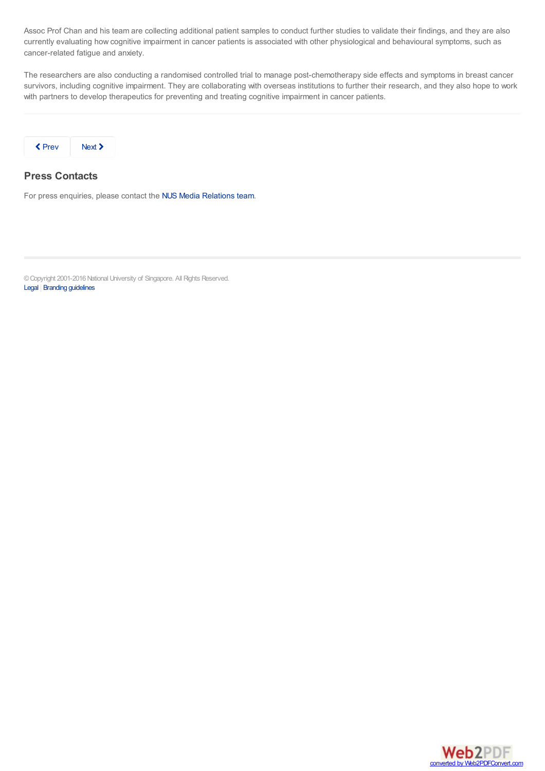Assoc Prof Chan and his team are collecting additional patient samples to conduct further studies to validate their findings, and they are also currently evaluating how cognitive impairment in cancer patients is associated with other physiological and behavioural symptoms, such as cancer-related fatigue and anxiety.

The researchers are also conducting a randomised controlled trial to manage post-chemotherapy side effects and symptoms in breast cancer survivors, including cognitive impairment. They are collaborating with overseas institutions to further their research, and they also hope to work with partners to develop therapeutics for preventing and treating cognitive impairment in cancer patients.

---

‹ Prev | Next ›

## Press Contacts

For press enquiries, please contact the NUS Media Relations team.

---

© Copyright 2001-2016 National University of Singapore. All Rights Reserved.
Legal | Branding guidelines